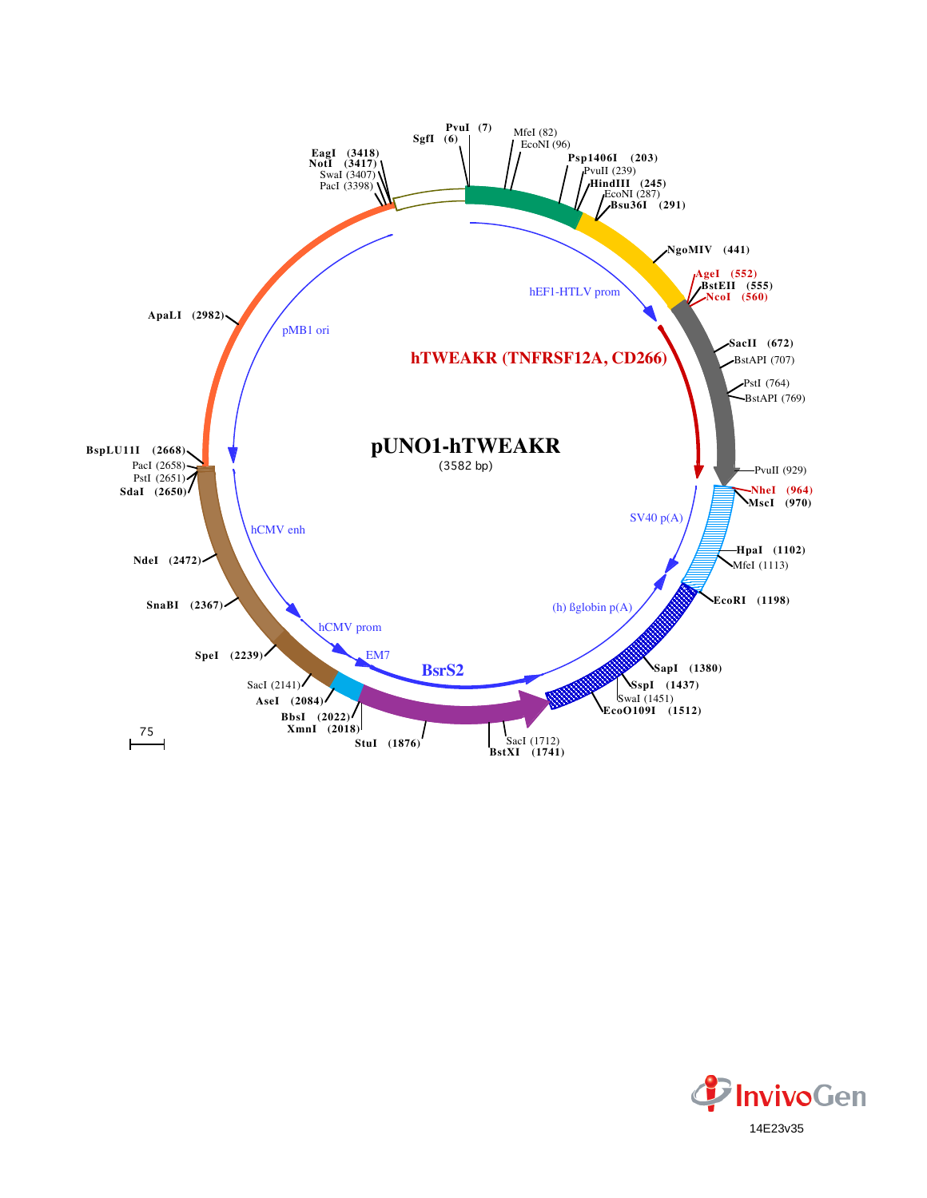# pUNO1-hTWEAKR

(3582 bp)

**hTWEAKR (TNFRSF12A, CD266)**

hEF1-HTLV prom

SV40 p(A)

(h) ßglobin p(A)

BsrS2

EM7

hCMV prom

hCMV enh

pMB1 ori

SgfI (6)
PvuI (7)
MfeI (82)
EcoNI (96)
Psp1406I (203)
PvuII (239)
HindIII (245)
EcoNI (287)
Bsu36I (291)
NgoMIV (441)
AgeI (552)
BstEII (555)
NcoI (560)
SacII (672)
BstAPI (707)
PstI (764)
BstAPI (769)
PvuII (929)
NheI (964)
MscI (970)
HpaI (1102)
MfeI (1113)
EcoRI (1198)
SapI (1380)
SspI (1437)
SwaI (1451)
EcoO109I (1512)
SacI (1712)
BstXI (1741)
StuI (1876)
XmnI (2018)
BbsI (2022)
AseI (2084)
SacI (2141)
SpeI (2239)
SnaBI (2367)
NdeI (2472)
SdaI (2650)
PstI (2651)
PacI (2658)
BspLU11I (2668)
ApaLI (2982)
PacI (3398)
SwaI (3407)
NotI (3417)
EagI (3418)

75

InvivoGen

14E23v35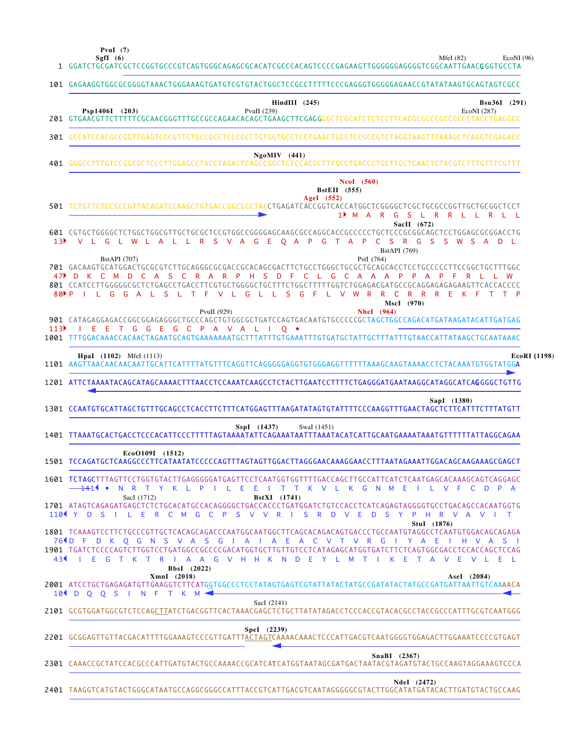```
                 PvuI  (7)
                SgfI  (6)                                                                          MfeI (82)        EcoNI (96)
   1  GGATCTGCGATCGCTCCGGTGCCCGTCAGTGGGCAGAGCGCACATCGCCCACAGTCCCCGAGAAGTTGGGGGGAGGGGTCGGCAATTGAACGGGTGCCTA

 101  GAGAAGGTGGCGCGGGGTAAACTGGGAAAGTGATGTCGTGTACTGGCTCCGCCTTTTTCCCGAGGGTGGGGGAGAACCGTATATAAGTGCAGTAGTCGCC

                                                        HindIII  (245)                                           Bsu36I  (291)
          Psp1406I  (203)                       PvuII (239)                                         EcoNI (287)
 201  GTGAACGTTCTTTTTCGCAACGGGTTTGCCGCCAGAACACAGCTGAAGCTTCGAGGGGCTCGCATCTCTCCTTCACGCGCCCGCCGCCCTACCTGAGGCC

 301  GCCATCCACGCCGGTTGAGTCGCGTTCTGCCGCCTCCCGCCTGTGGTGCCTCCTGAACTGCGTCCGCCGTCTAGGTAAGTTTAAAGCTCAGGTCGAGACC

                                                NgoMIV  (441)
 401  GGGCCTTTGTCCGGCGCTCCCTTGGAGCCTACCTAGACTCAGCCGGCTCTCCACGCTTTGCCTGACCCTGCTTGCTCAACTCTACGTCTTTGTTTCGTTT

                                                                 NcoI  (560)
                                                           BstEII  (555)
                                                      AgeI  (552)
 501  TCTGTTCTGCGCCGTTACAGATCCAAGCTGTGACCGGCGCCTACCTGAGATCACCGGTCACCATGGCTCGGGGCTCGCTGCGCCGGTTGCTGCGGCTCCT
                                                                    1▶ M  A  R  G  S  L  R  R  L  L  R  L  L
                                                                                                SacII  (672)
 601  CGTGCTGGGGCTCTGGCTGGCGTTGCTGCGCTCCGTGGCCGGGGAGCAAGCGCCAGGCACCGCCCCCTGCTCCCGCGGCAGCTCCTGGAGCGCGGACCTG
  13▶  V  L  G  L  W  L  A  L  L  R  S  V  A  G  E  Q  A  P  G  T  A  P  C  S  R  G  S  S  W  S  A  D  L
                                                                                     BstAPI (769)
           BstAPI (707)                                                      PstI (764)
 701  GACAAGTGCATGGACTGCGCGTCTTGCAGGGCGCGACCGCACAGCGACTTCTGCCTGGGCTGCGCTGCAGCACCTCCTGCCCCCTTCCGGCTGCTTTGGC
  47▶ D  K  C  M  D  C  A  S  C  R  A  R  P  H  S  D  F  C  L  G  C  A  A  A  P  P  A  P  F  R  L  L  W
 801  CCATCCTTGGGGGCGCTCTGAGCCTGACCTTCGTGCTGGGGCTGCTTTCTGGCTTTTTGGTCTGGAGACGATGCCGCAGGAGAGAGAAGTTCACCACCC
  80▶P  I  L  G  G  A  L  S  L  T  F  V  L  G  L  L  S  G  F  L  V  W  R  R  C  R  R  R  E  K  F  T  T  P
                                                                                       MscI  (970)
                                   PvuII (929)                               NheI  (964)
 901  CATAGAGGAGACCGGCGGAGAGGGCTGCCCAGCTGTGGCGCTGATCCAGTGACAATGTGCCCCCGCTAGCTGGCCAGACATGATAAGATACATTGATGAG
 113▶  I  E  E  T  G  G  E  G  C  P  A  V  A  L  I  Q  •
1001  TTTGGACAAACCACAACTAGAATGCAGTGAAAAAAATGCTTTATTTGTGAAATTTGTGATGCTATTGCTTTATTTGTAACCATTATAAGCTGCAATAAAC

      HpaI  (1102)   MfeI (1113)                                                                               EcoRI (1198)
1101  AAGTTAACAACAACAATTGCATTCATTTTATGTTTCAGGTTCAGGGGGAGGTGTGGGAGGTTTTTTAAAGCAAGTAAAACCTCTACAAATGTGGTATGGA

1201  ATTCTAAAATACAGCATAGCAAAACTTTAACCTCCAAATCAAGCCTCTACTTGAATCCTTTTCTGAGGGATGAATAAGGCATAGGCATCAGGGGCTGTTG

                                                                                                  SapI  (1380)
1301  CCAATGTGCATTAGCTGTTTGCAGCCTCACCTTCTTTCATGGAGTTTAAGATATAGTGTATTTTCCCAAGGTTTGAACTAGCTCTTCATTTCTTTATGTT

                                                  SspI  (1437)       SwaI (1451)
1401  TTAAATGCACTGACCTCCCACATTCCCTTTTTAGTAAAATATTCAGAAATAATTTAAATACATCATTGCAATGAAAATAAATGTTTTTTATTAGGCAGAA

                 EcoO109I  (1512)
1501  TCCAGATGCTCAAGGCCCTTCATAATATCCCCCAGTTTAGTAGTTGGACTTAGGGAACAAAGGAACCTTTAATAGAAATTGGACAGCAAGAAAGCGAGCT

1601  TCTAGCTTTAGTTCCTGGTGTACTTGAGGGGGATGAGTTCCTCAATGGTGGTTTTGACCAGCTTGCCATTCATCTCAATGAGCACAAAGCAGTCAGGAGC
        141◀ •  N  R  T  Y  K  L  P  I  L  E  E  I  T  T  K  V  L  K  G  N  M  E  I  L  V  F  C  D  P  A
                SacI (1712)                       BstXI  (1741)
1701  ATAGTCAGAGATGAGCTCTCTGCACATGCCACAGGGGCTGACCACCCTGATGGATCTGTCCACCTCATCAGAGTAGGGGTGCCTGACAGCCACAATGGTG
 110◀ Y  D  S  I  L  E  R  C  M  G  C  P  S  V  V  R  I  S  R  D  V  E  D  S  Y  P  H  R  V  A  V  I  T
                                                                                               StuI  (1876)
1801  TCAAAGTCCTTCTGCCCGTTGCTCACAGCAGACCCAATGGCAATGGCTTCAGCACAGACAGTGACCCTGCCAATGTAGGCCTCAATGTGGACAGCAGAGA
  76◀D  F  D  K  Q  G  N  S  V  A  S  G  I  A  I  A  E  A  C  V  T  V  R  G  I  Y  A  E  I  H  V  A  S  I
1901  TGATCTCCCCAGTCTTGGTCCTGATGGCCGCCCCGACATGGTGCTTGTTGTCCTCATAGAGCATGGTGATCTTCTCAGTGGCGACCTCCACCAGCTCCAG
  43◀  I  E  G  T  K  T  R  I  A  A  G  V  H  H  K  N  D  E  Y  L  M  T  I  K  E  T  A  V  E  V  L  E  L
                        BbsI  (2022)
                 XmnI  (2018)                                                                      AseI  (2084)
2001  ATCCTGCTGAGAGATGTTGAAGGTCTTCATGGTGGCCCTCCTATAGTGAGTCGTATTATACTATGCCGATATACTATGCCGATGATTAATTGTCAAAACA
  10◀  D  Q  Q  S  I  N  F  T  K  M
                                               SacI (2141)
2101  GCGTGGATGGCGTCTCCAGCTTATCTGACGGTTCACTAAACGAGCTCTGCTTATATAGACCTCCCACCGTACACGCCTACCGCCCATTTGCGTCAATGGG

                                                  SpeI  (2239)
2201  GCGGAGTTGTTACGACATTTTGGAAAGTCCCGTTGATTTACTAGTCAAAACAAACTCCCATTGACGTCAATGGGGTGGAGACTTGGAAATCCCCGTGAGT

                                                                                    SnaBI  (2367)
2301  CAAACCGCTATCCACGCCCATTGATGTACTGCCAAAACCGCATCATCATGGTAATAGCGATGACTAATACGTAGATGTACTGCCAAGTAGGAAAGTCCCA

                                                                                          NdeI  (2472)
2401  TAAGGTCATGTACTGGGCATAATGCCAGGCGGGCCATTTACCGTCATTGACGTCAATAGGGGGCGTACTTGGCATATGATACACTTGATGTACTGCCAAG
```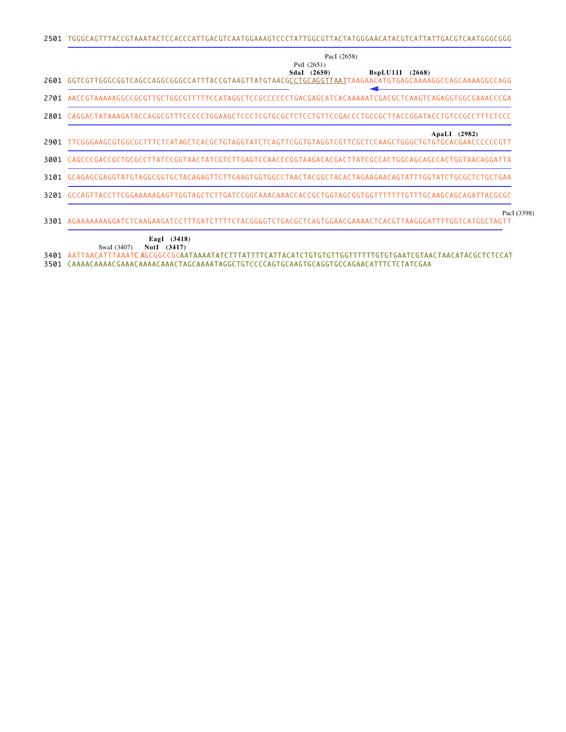```
2501 TGGGCAGTTTACCGTAAATACTCCACCCATTGACGTCAATGGAAAGTCCCTATTGGCGTTACTATGGGAACATACGTCATTATTGACGTCAATGGGCGGG

                                                                          PacI (2658)
                                                                  PstI (2651)
                                                                 SdaI  (2650)              BspLU11I  (2668)
2601 GGTCGTTGGGCGGTCAGCCAGGCGGGCCATTTACCGTAAGTTATGTAACGCCTGCAGGTTAATTAAGAACATGTGAGCAAAAGGCCAGCAAAAGGCCAGG

2701 AACCGTAAAAAGGCCGCGTTGCTGGCGTTTTTCCATAGGCTCCGCCCCCCTGACGAGCATCACAAAAATCGACGCTCAAGTCAGAGGTGGCGAAACCCGA

2801 CAGGACTATAAAGATACCAGGCGTTTCCCCCTGGAAGCTCCCTCGTGCGCTCTCCTGTTCCGACCCTGCCGCTTACCGGATACCTGTCCGCCTTTCTCCC

                                                                                              ApaLI  (2982)
2901 TTCGGGAAGCGTGGCGCTTTCTCATAGCTCACGCTGTAGGTATCTCAGTTCGGTGTAGGTCGTTCGCTCCAAGCTGGGCTGTGTGCACGAACCCCCCGTT

3001 CAGCCCGACCGCTGCGCCTTATCCGGTAACTATCGTCTTGAGTCCAACCCGGTAAGACACGACTTATCGCCACTGGCAGCAGCCACTGGTAACAGGATTA

3101 GCAGAGCGAGGTATGTAGGCGGTGCTACAGAGTTCTTGAAGTGGTGGCCTAACTACGGCTACACTAGAAGAACAGTATTTGGTATCTGCGCTCTGCTGAA

3201 GCCAGTTACCTTCGGAAAAAGAGTTGGTAGCTCTTGATCCGGCAAACAAACCACCGCTGGTAGCGGTGGTTTTTTTGTTTGCAAGCAGCAGATTACGCGC

                                                                                                        PacI (3398)
3301 AGAAAAAAAGGATCTCAAGAAGATCCTTTGATCTTTTCTACGGGGTCTGACGCTCAGTGGAACGAAAACTCACGTTAAGGGATTTTGGTCATGGCTAGTT

                       EagI  (3418)
        SwaI (3407)   NotI  (3417)
3401 AATTAACATTTAAATCAGCGGCCGCAATAAAATATCTTTATTTTCATTACATCTGTGTGTTGGTTTTTTGTGTGAATCGTAACTAACATACGCTCTCCAT
3501 CAAAACAAAACGAAACAAAACAAACTAGCAAAATAGGCTGTCCCCAGTGCAAGTGCAGGTGCCAGAACATTTCTCTATCGAA
```